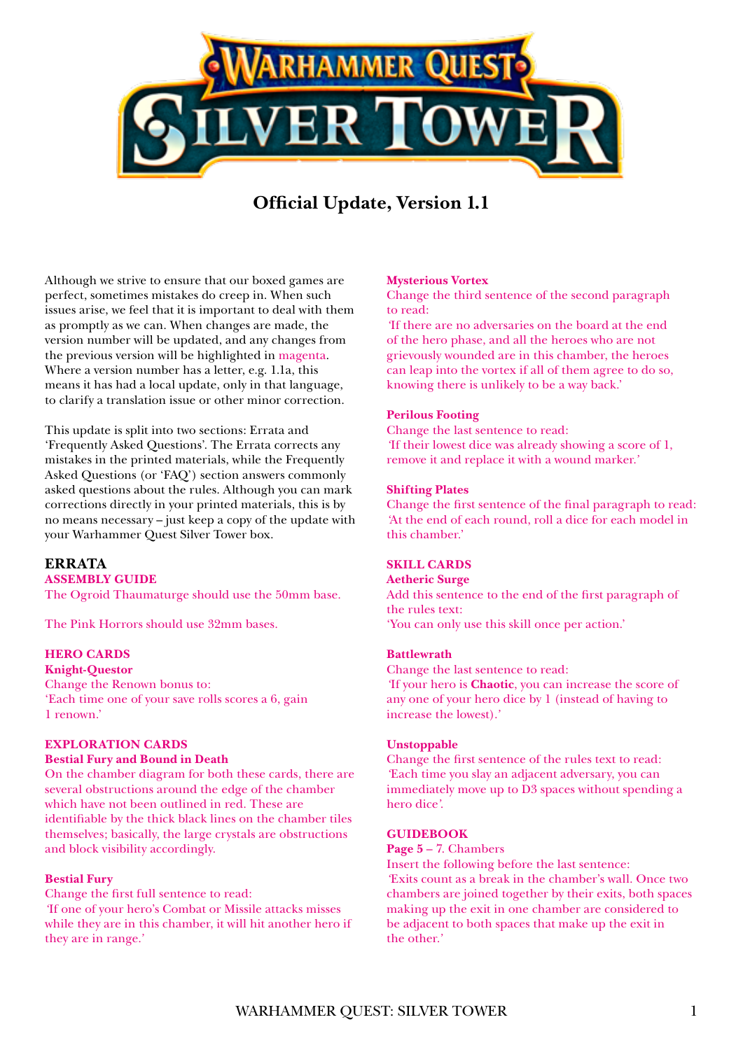# Warhammer Quest: Silver Tower

## Official Update, Version 1.1

Although we strive to ensure that our boxed games are perfect, sometimes mistakes do creep in. When such issues arise, we feel that it is important to deal with them as promptly as we can. When changes are made, the version number will be updated, and any changes from the previous version will be highlighted in magenta. Where a version number has a letter, e.g. 1.1a, this means it has had a local update, only in that language, to clarify a translation issue or other minor correction.

This update is split into two sections: Errata and 'Frequently Asked Questions'. The Errata corrects any mistakes in the printed materials, while the Frequently Asked Questions (or 'FAQ') section answers commonly asked questions about the rules. Although you can mark corrections directly in your printed materials, this is by no means necessary – just keep a copy of the update with your Warhammer Quest Silver Tower box.

## ERRATA

### ASSEMBLY GUIDE

The Ogroid Thaumaturge should use the 50mm base.

The Pink Horrors should use 32mm bases.

### HERO CARDS

**Knight-Questor**

Change the Renown bonus to:
'Each time one of your save rolls scores a 6, gain 1 renown.'

### EXPLORATION CARDS

**Bestial Fury and Bound in Death**

On the chamber diagram for both these cards, there are several obstructions around the edge of the chamber which have not been outlined in red. These are identifiable by the thick black lines on the chamber tiles themselves; basically, the large crystals are obstructions and block visibility accordingly.

**Bestial Fury**

Change the first full sentence to read:
'If one of your hero's Combat or Missile attacks misses while they are in this chamber, it will hit another hero if they are in range.'

**Mysterious Vortex**

Change the third sentence of the second paragraph to read:
'If there are no adversaries on the board at the end of the hero phase, and all the heroes who are not grievously wounded are in this chamber, the heroes can leap into the vortex if all of them agree to do so, knowing there is unlikely to be a way back.'

**Perilous Footing**

Change the last sentence to read:
'If their lowest dice was already showing a score of 1, remove it and replace it with a wound marker.'

**Shifting Plates**

Change the first sentence of the final paragraph to read:
'At the end of each round, roll a dice for each model in this chamber.'

### SKILL CARDS

**Aetheric Surge**

Add this sentence to the end of the first paragraph of the rules text:
'You can only use this skill once per action.'

**Battlewrath**

Change the last sentence to read:
'If your hero is **Chaotic**, you can increase the score of any one of your hero dice by 1 (instead of having to increase the lowest).'

**Unstoppable**

Change the first sentence of the rules text to read:
'Each time you slay an adjacent adversary, you can immediately move up to D3 spaces without spending a hero dice'.

### GUIDEBOOK

**Page 5** – 7. Chambers

Insert the following before the last sentence:
'Exits count as a break in the chamber's wall. Once two chambers are joined together by their exits, both spaces making up the exit in one chamber are considered to be adjacent to both spaces that make up the exit in the other.'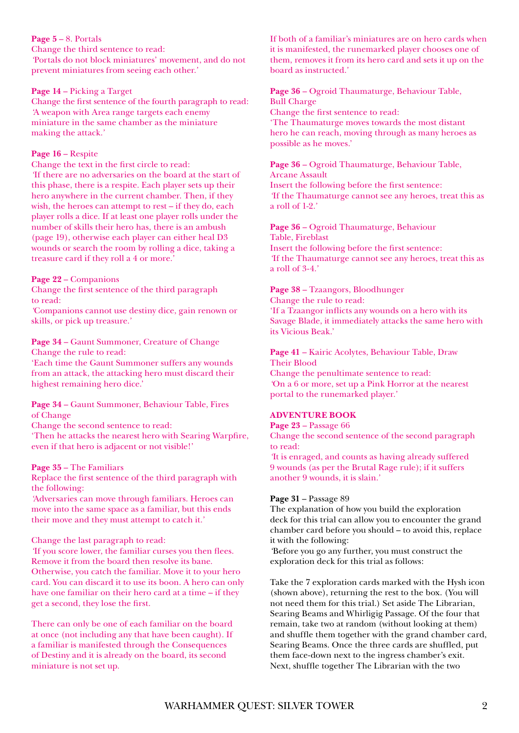**Page 5** – 8. Portals
Change the third sentence to read:
'Portals do not block miniatures' movement, and do not prevent miniatures from seeing each other.'

**Page 14** – Picking a Target
Change the first sentence of the fourth paragraph to read:
'A weapon with Area range targets each enemy miniature in the same chamber as the miniature making the attack.'

**Page 16** – Respite
Change the text in the first circle to read:
'If there are no adversaries on the board at the start of this phase, there is a respite. Each player sets up their hero anywhere in the current chamber. Then, if they wish, the heroes can attempt to rest – if they do, each player rolls a dice. If at least one player rolls under the number of skills their hero has, there is an ambush (page 19), otherwise each player can either heal D3 wounds or search the room by rolling a dice, taking a treasure card if they roll a 4 or more.'

**Page 22** – Companions
Change the first sentence of the third paragraph to read:
'Companions cannot use destiny dice, gain renown or skills, or pick up treasure.'

**Page 34** – Gaunt Summoner, Creature of Change
Change the rule to read:
'Each time the Gaunt Summoner suffers any wounds from an attack, the attacking hero must discard their highest remaining hero dice.'

**Page 34** – Gaunt Summoner, Behaviour Table, Fires of Change
Change the second sentence to read:
'Then he attacks the nearest hero with Searing Warpfire, even if that hero is adjacent or not visible!'

**Page 35** – The Familiars
Replace the first sentence of the third paragraph with the following:
'Adversaries can move through familiars. Heroes can move into the same space as a familiar, but this ends their move and they must attempt to catch it.'

Change the last paragraph to read:
'If you score lower, the familiar curses you then flees. Remove it from the board then resolve its bane. Otherwise, you catch the familiar. Move it to your hero card. You can discard it to use its boon. A hero can only have one familiar on their hero card at a time – if they get a second, they lose the first.

There can only be one of each familiar on the board at once (not including any that have been caught). If a familiar is manifested through the Consequences of Destiny and it is already on the board, its second miniature is not set up.

If both of a familiar's miniatures are on hero cards when it is manifested, the runemarked player chooses one of them, removes it from its hero card and sets it up on the board as instructed.'

**Page 36** – Ogroid Thaumaturge, Behaviour Table, Bull Charge
Change the first sentence to read:
'The Thaumaturge moves towards the most distant hero he can reach, moving through as many heroes as possible as he moves.'

**Page 36** – Ogroid Thaumaturge, Behaviour Table, Arcane Assault
Insert the following before the first sentence:
'If the Thaumaturge cannot see any heroes, treat this as a roll of 1-2.'

**Page 36** – Ogroid Thaumaturge, Behaviour Table, Fireblast
Insert the following before the first sentence:
'If the Thaumaturge cannot see any heroes, treat this as a roll of 3-4.'

**Page 38** – Tzaangors, Bloodhunger
Change the rule to read:
'If a Tzaangor inflicts any wounds on a hero with its Savage Blade, it immediately attacks the same hero with its Vicious Beak.'

**Page 41** – Kairic Acolytes, Behaviour Table, Draw Their Blood
Change the penultimate sentence to read:
'On a 6 or more, set up a Pink Horror at the nearest portal to the runemarked player.'

## ADVENTURE BOOK

**Page 23** – Passage 66
Change the second sentence of the second paragraph to read:
'It is enraged, and counts as having already suffered 9 wounds (as per the Brutal Rage rule); if it suffers another 9 wounds, it is slain.'

**Page 31** – Passage 89
The explanation of how you build the exploration deck for this trial can allow you to encounter the grand chamber card before you should – to avoid this, replace it with the following:
'Before you go any further, you must construct the exploration deck for this trial as follows:

Take the 7 exploration cards marked with the Hysh icon (shown above), returning the rest to the box. (You will not need them for this trial.) Set aside The Librarian, Searing Beams and Whirligig Passage. Of the four that remain, take two at random (without looking at them) and shuffle them together with the grand chamber card, Searing Beams. Once the three cards are shuffled, put them face-down next to the ingress chamber's exit. Next, shuffle together The Librarian with the two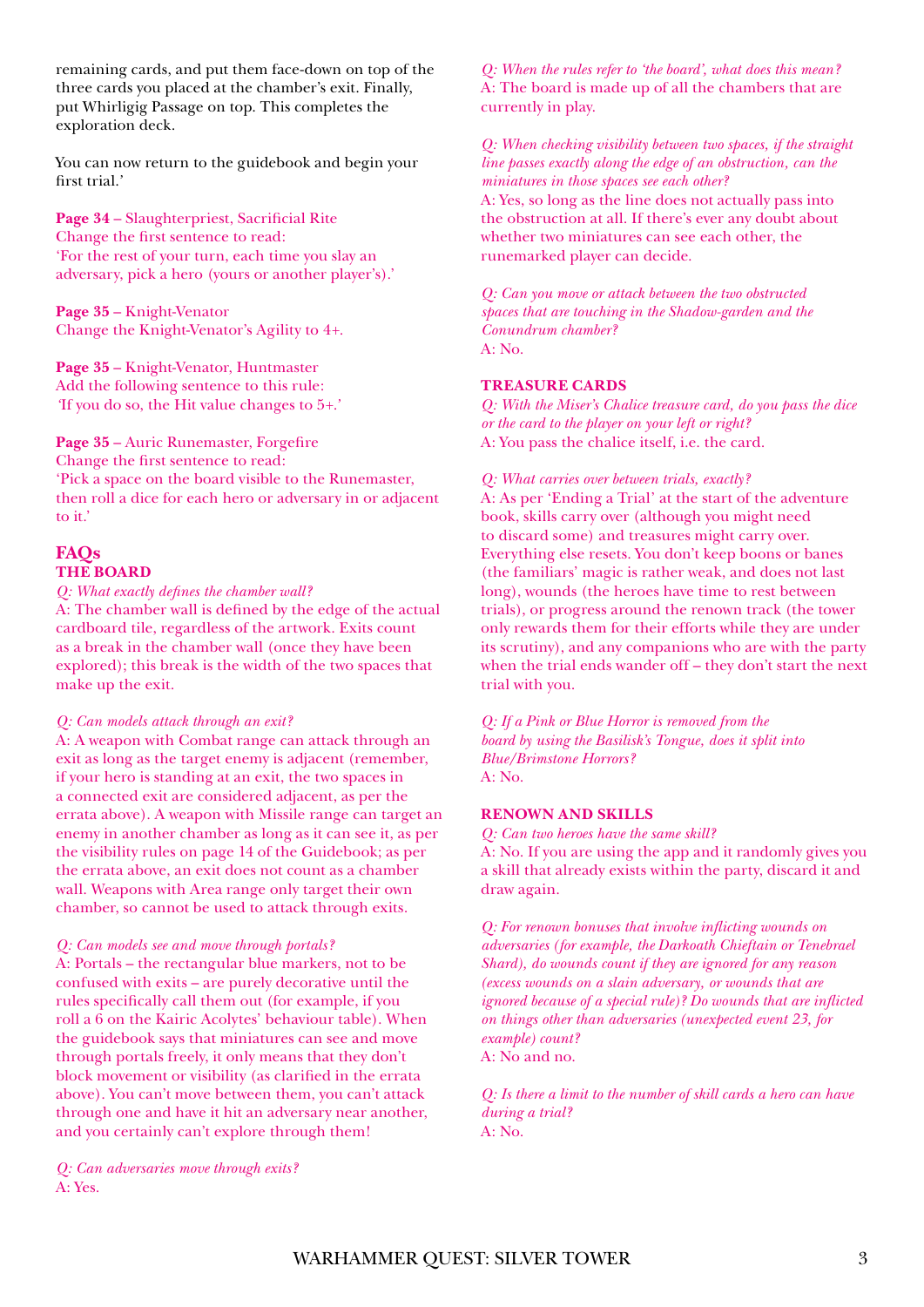remaining cards, and put them face-down on top of the three cards you placed at the chamber's exit. Finally, put Whirligig Passage on top. This completes the exploration deck.

You can now return to the guidebook and begin your first trial.'

**Page 34** – Slaughterpriest, Sacrificial Rite
Change the first sentence to read:
'For the rest of your turn, each time you slay an adversary, pick a hero (yours or another player's).'

**Page 35** – Knight-Venator
Change the Knight-Venator's Agility to 4+.

**Page 35** – Knight-Venator, Huntmaster
Add the following sentence to this rule:
'If you do so, the Hit value changes to 5+.'

**Page 35** – Auric Runemaster, Forgefire
Change the first sentence to read:
'Pick a space on the board visible to the Runemaster, then roll a dice for each hero or adversary in or adjacent to it.'

## FAQs

### THE BOARD

*Q: What exactly defines the chamber wall?*
A: The chamber wall is defined by the edge of the actual cardboard tile, regardless of the artwork. Exits count as a break in the chamber wall (once they have been explored); this break is the width of the two spaces that make up the exit.

*Q: Can models attack through an exit?*
A: A weapon with Combat range can attack through an exit as long as the target enemy is adjacent (remember, if your hero is standing at an exit, the two spaces in a connected exit are considered adjacent, as per the errata above). A weapon with Missile range can target an enemy in another chamber as long as it can see it, as per the visibility rules on page 14 of the Guidebook; as per the errata above, an exit does not count as a chamber wall. Weapons with Area range only target their own chamber, so cannot be used to attack through exits.

*Q: Can models see and move through portals?*
A: Portals – the rectangular blue markers, not to be confused with exits – are purely decorative until the rules specifically call them out (for example, if you roll a 6 on the Kairic Acolytes' behaviour table). When the guidebook says that miniatures can see and move through portals freely, it only means that they don't block movement or visibility (as clarified in the errata above). You can't move between them, you can't attack through one and have it hit an adversary near another, and you certainly can't explore through them!

*Q: Can adversaries move through exits?*
A: Yes.

*Q: When the rules refer to 'the board', what does this mean?*
A: The board is made up of all the chambers that are currently in play.

*Q: When checking visibility between two spaces, if the straight line passes exactly along the edge of an obstruction, can the miniatures in those spaces see each other?*
A: Yes, so long as the line does not actually pass into the obstruction at all. If there's ever any doubt about whether two miniatures can see each other, the runemarked player can decide.

*Q: Can you move or attack between the two obstructed spaces that are touching in the Shadow-garden and the Conundrum chamber?*
A: No.

### TREASURE CARDS

*Q: With the Miser's Chalice treasure card, do you pass the dice or the card to the player on your left or right?*
A: You pass the chalice itself, i.e. the card.

*Q: What carries over between trials, exactly?*
A: As per 'Ending a Trial' at the start of the adventure book, skills carry over (although you might need to discard some) and treasures might carry over. Everything else resets. You don't keep boons or banes (the familiars' magic is rather weak, and does not last long), wounds (the heroes have time to rest between trials), or progress around the renown track (the tower only rewards them for their efforts while they are under its scrutiny), and any companions who are with the party when the trial ends wander off – they don't start the next trial with you.

*Q: If a Pink or Blue Horror is removed from the board by using the Basilisk's Tongue, does it split into Blue/Brimstone Horrors?*
A: No.

### RENOWN AND SKILLS

*Q: Can two heroes have the same skill?*
A: No. If you are using the app and it randomly gives you a skill that already exists within the party, discard it and draw again.

*Q: For renown bonuses that involve inflicting wounds on adversaries (for example, the Darkoath Chieftain or Tenebrael Shard), do wounds count if they are ignored for any reason (excess wounds on a slain adversary, or wounds that are ignored because of a special rule)? Do wounds that are inflicted on things other than adversaries (unexpected event 23, for example) count?*
A: No and no.

*Q: Is there a limit to the number of skill cards a hero can have during a trial?*
A: No.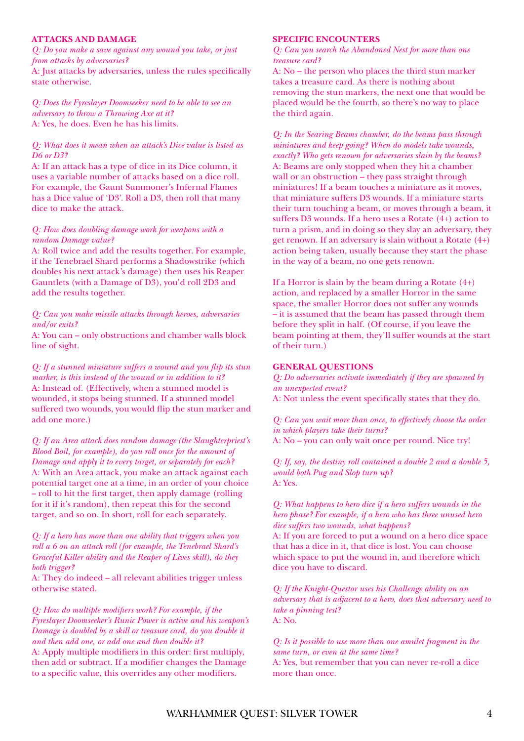## ATTACKS AND DAMAGE

*Q: Do you make a save against any wound you take, or just from attacks by adversaries?*
A: Just attacks by adversaries, unless the rules specifically state otherwise.

*Q: Does the Fyreslayer Doomseeker need to be able to see an adversary to throw a Throwing Axe at it?*
A: Yes, he does. Even he has his limits.

*Q: What does it mean when an attack's Dice value is listed as D6 or D3?*
A: If an attack has a type of dice in its Dice column, it uses a variable number of attacks based on a dice roll. For example, the Gaunt Summoner's Infernal Flames has a Dice value of 'D3'. Roll a D3, then roll that many dice to make the attack.

*Q: How does doubling damage work for weapons with a random Damage value?*
A: Roll twice and add the results together. For example, if the Tenebrael Shard performs a Shadowstrike (which doubles his next attack's damage) then uses his Reaper Gauntlets (with a Damage of D3), you'd roll 2D3 and add the results together.

*Q: Can you make missile attacks through heroes, adversaries and/or exits?*
A: You can – only obstructions and chamber walls block line of sight.

*Q: If a stunned miniature suffers a wound and you flip its stun marker, is this instead of the wound or in addition to it?*
A: Instead of. (Effectively, when a stunned model is wounded, it stops being stunned. If a stunned model suffered two wounds, you would flip the stun marker and add one more.)

*Q: If an Area attack does random damage (the Slaughterpriest's Blood Boil, for example), do you roll once for the amount of Damage and apply it to every target, or separately for each?*
A: With an Area attack, you make an attack against each potential target one at a time, in an order of your choice – roll to hit the first target, then apply damage (rolling for it if it's random), then repeat this for the second target, and so on. In short, roll for each separately.

*Q: If a hero has more than one ability that triggers when you roll a 6 on an attack roll (for example, the Tenebrael Shard's Graceful Killer ability and the Reaper of Lives skill), do they both trigger?*
A: They do indeed – all relevant abilities trigger unless otherwise stated.

*Q: How do multiple modifiers work? For example, if the Fyreslayer Doomseeker's Runic Power is active and his weapon's Damage is doubled by a skill or treasure card, do you double it and then add one, or add one and then double it?*
A: Apply multiple modifiers in this order: first multiply, then add or subtract. If a modifier changes the Damage to a specific value, this overrides any other modifiers.

## SPECIFIC ENCOUNTERS

*Q: Can you search the Abandoned Nest for more than one treasure card?*
A: No – the person who places the third stun marker takes a treasure card. As there is nothing about removing the stun markers, the next one that would be placed would be the fourth, so there's no way to place the third again.

*Q: In the Searing Beams chamber, do the beams pass through miniatures and keep going? When do models take wounds, exactly? Who gets renown for adversaries slain by the beams?*
A: Beams are only stopped when they hit a chamber wall or an obstruction – they pass straight through miniatures! If a beam touches a miniature as it moves, that miniature suffers D3 wounds. If a miniature starts their turn touching a beam, or moves through a beam, it suffers D3 wounds. If a hero uses a Rotate (4+) action to turn a prism, and in doing so they slay an adversary, they get renown. If an adversary is slain without a Rotate (4+) action being taken, usually because they start the phase in the way of a beam, no one gets renown.

If a Horror is slain by the beam during a Rotate (4+) action, and replaced by a smaller Horror in the same space, the smaller Horror does not suffer any wounds – it is assumed that the beam has passed through them before they split in half. (Of course, if you leave the beam pointing at them, they'll suffer wounds at the start of their turn.)

## GENERAL QUESTIONS

*Q: Do adversaries activate immediately if they are spawned by an unexpected event?*
A: Not unless the event specifically states that they do.

*Q: Can you wait more than once, to effectively choose the order in which players take their turns?*
A: No – you can only wait once per round. Nice try!

*Q: If, say, the destiny roll contained a double 2 and a double 5, would both Pug and Slop turn up?*
A: Yes.

*Q: What happens to hero dice if a hero suffers wounds in the hero phase? For example, if a hero who has three unused hero dice suffers two wounds, what happens?*
A: If you are forced to put a wound on a hero dice space that has a dice in it, that dice is lost. You can choose which space to put the wound in, and therefore which dice you have to discard.

*Q: If the Knight-Questor uses his Challenge ability on an adversary that is adjacent to a hero, does that adversary need to take a pinning test?*
A: No.

*Q: Is it possible to use more than one amulet fragment in the same turn, or even at the same time?*
A: Yes, but remember that you can never re-roll a dice more than once.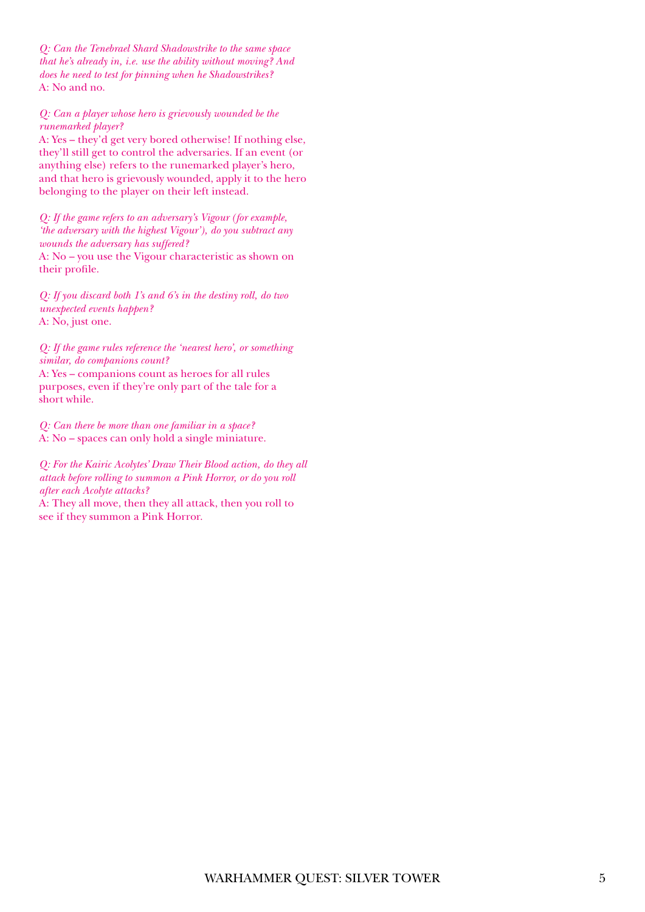*Q: Can the Tenebrael Shard Shadowstrike to the same space that he's already in, i.e. use the ability without moving? And does he need to test for pinning when he Shadowstrikes?*
A: No and no.

*Q: Can a player whose hero is grievously wounded be the runemarked player?*
A: Yes – they'd get very bored otherwise! If nothing else, they'll still get to control the adversaries. If an event (or anything else) refers to the runemarked player's hero, and that hero is grievously wounded, apply it to the hero belonging to the player on their left instead.

*Q: If the game refers to an adversary's Vigour (for example, 'the adversary with the highest Vigour'), do you subtract any wounds the adversary has suffered?*
A: No – you use the Vigour characteristic as shown on their profile.

*Q: If you discard both 1's and 6's in the destiny roll, do two unexpected events happen?*
A: No, just one.

*Q: If the game rules reference the 'nearest hero', or something similar, do companions count?*
A: Yes – companions count as heroes for all rules purposes, even if they're only part of the tale for a short while.

*Q: Can there be more than one familiar in a space?*
A: No – spaces can only hold a single miniature.

*Q: For the Kairic Acolytes' Draw Their Blood action, do they all attack before rolling to summon a Pink Horror, or do you roll after each Acolyte attacks?*
A: They all move, then they all attack, then you roll to see if they summon a Pink Horror.